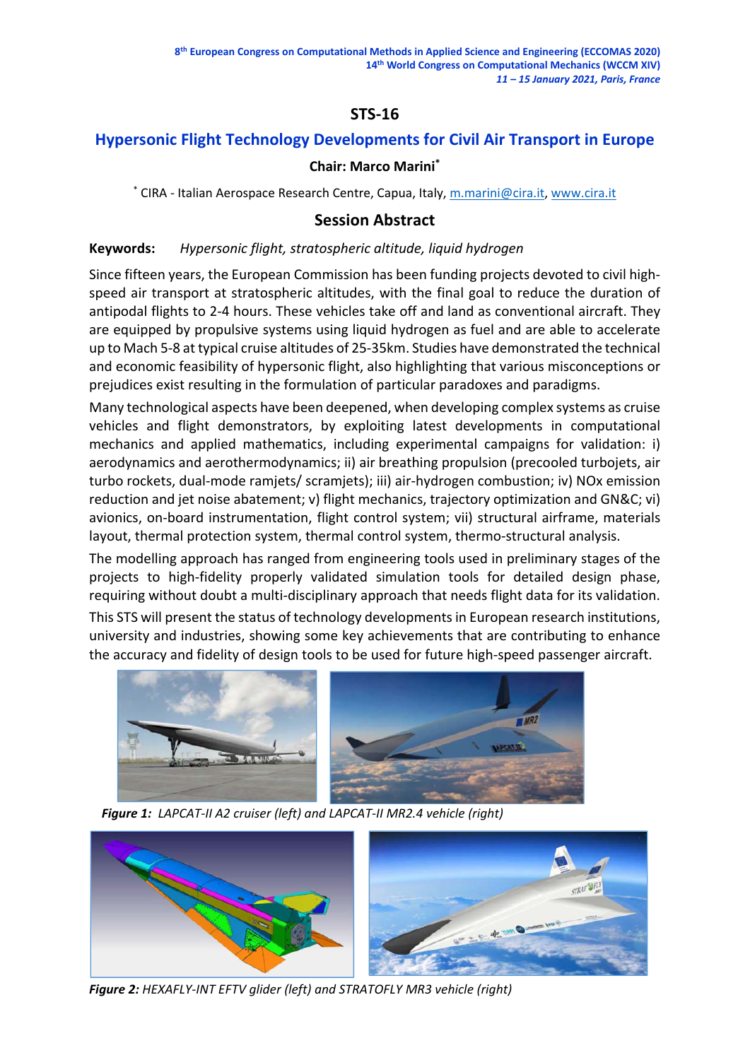8th European Congress on Computational Methods in Applied Science and Engineering (ECCOMAS 2020)
14th World Congress on Computational Mechanics (WCCM XIV)
*11 – 15 January 2021, Paris, France*

# STS-16

## Hypersonic Flight Technology Developments for Civil Air Transport in Europe

**Chair: Marco Marini***

\* CIRA - Italian Aerospace Research Centre, Capua, Italy, m.marini@cira.it, www.cira.it

## Session Abstract

**Keywords:** *Hypersonic flight, stratospheric altitude, liquid hydrogen*

Since fifteen years, the European Commission has been funding projects devoted to civil high-speed air transport at stratospheric altitudes, with the final goal to reduce the duration of antipodal flights to 2-4 hours. These vehicles take off and land as conventional aircraft. They are equipped by propulsive systems using liquid hydrogen as fuel and are able to accelerate up to Mach 5-8 at typical cruise altitudes of 25-35km. Studies have demonstrated the technical and economic feasibility of hypersonic flight, also highlighting that various misconceptions or prejudices exist resulting in the formulation of particular paradoxes and paradigms.

Many technological aspects have been deepened, when developing complex systems as cruise vehicles and flight demonstrators, by exploiting latest developments in computational mechanics and applied mathematics, including experimental campaigns for validation: i) aerodynamics and aerothermodynamics; ii) air breathing propulsion (precooled turbojets, air turbo rockets, dual-mode ramjets/ scramjets); iii) air-hydrogen combustion; iv) NOx emission reduction and jet noise abatement; v) flight mechanics, trajectory optimization and GN&C; vi) avionics, on-board instrumentation, flight control system; vii) structural airframe, materials layout, thermal protection system, thermal control system, thermo-structural analysis.

The modelling approach has ranged from engineering tools used in preliminary stages of the projects to high-fidelity properly validated simulation tools for detailed design phase, requiring without doubt a multi-disciplinary approach that needs flight data for its validation.

This STS will present the status of technology developments in European research institutions, university and industries, showing some key achievements that are contributing to enhance the accuracy and fidelity of design tools to be used for future high-speed passenger aircraft.

***Figure 1:*** *LAPCAT-II A2 cruiser (left) and LAPCAT-II MR2.4 vehicle (right)*

***Figure 2:*** *HEXAFLY-INT EFTV glider (left) and STRATOFLY MR3 vehicle (right)*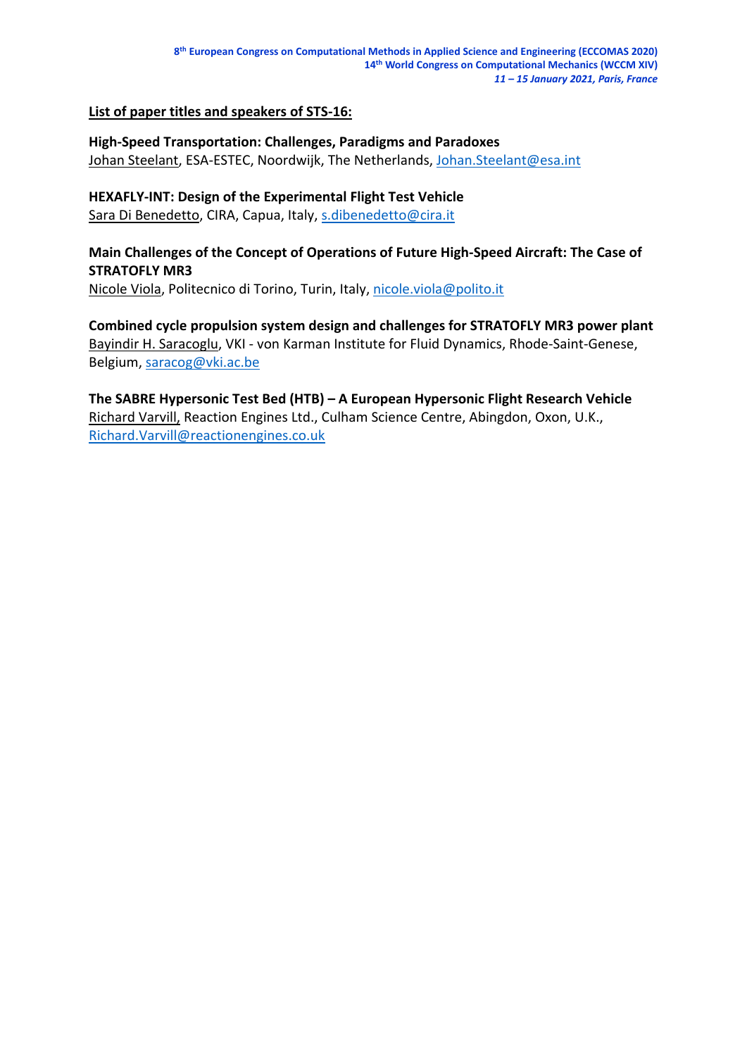**<u>List of paper titles and speakers of STS-16:</u>**

**High-Speed Transportation: Challenges, Paradigms and Paradoxes**
<u>Johan Steelant</u>, ESA-ESTEC, Noordwijk, The Netherlands, Johan.Steelant@esa.int

**HEXAFLY-INT: Design of the Experimental Flight Test Vehicle**
<u>Sara Di Benedetto</u>, CIRA, Capua, Italy, s.dibenedetto@cira.it

**Main Challenges of the Concept of Operations of Future High-Speed Aircraft: The Case of STRATOFLY MR3**
<u>Nicole Viola</u>, Politecnico di Torino, Turin, Italy, nicole.viola@polito.it

**Combined cycle propulsion system design and challenges for STRATOFLY MR3 power plant**
<u>Bayindir H. Saracoglu</u>, VKI - von Karman Institute for Fluid Dynamics, Rhode-Saint-Genese, Belgium, saracog@vki.ac.be

**The SABRE Hypersonic Test Bed (HTB) – A European Hypersonic Flight Research Vehicle**
<u>Richard Varvill,</u> Reaction Engines Ltd., Culham Science Centre, Abingdon, Oxon, U.K., Richard.Varvill@reactionengines.co.uk